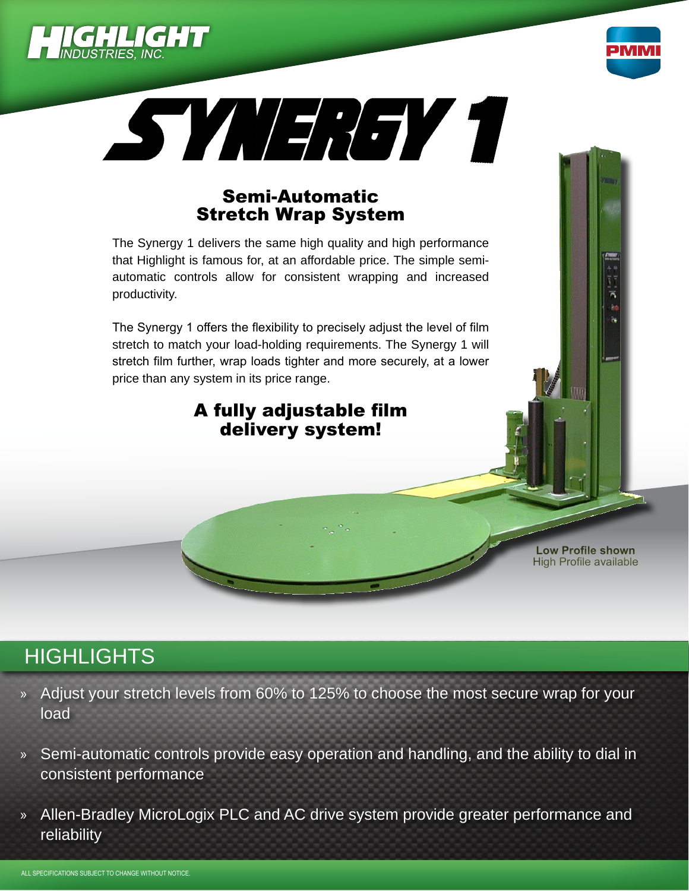# SYNERGY 1

## Semi-Automatic Stretch Wrap System

The Synergy 1 delivers the same high quality and high performance that Highlight is famous for, at an affordable price. The simple semi-automatic controls allow for consistent wrapping and increased productivity.

The Synergy 1 offers the flexibility to precisely adjust the level of film stretch to match your load-holding requirements. The Synergy 1 will stretch film further, wrap loads tighter and more securely, at a lower price than any system in its price range.

### A fully adjustable film delivery system!

**Low Profile shown**
High Profile available

## HIGHLIGHTS

- Adjust your stretch levels from 60% to 125% to choose the most secure wrap for your load
- Semi-automatic controls provide easy operation and handling, and the ability to dial in consistent performance
- Allen-Bradley MicroLogix PLC and AC drive system provide greater performance and reliability

ALL SPECIFICATIONS SUBJECT TO CHANGE WITHOUT NOTICE.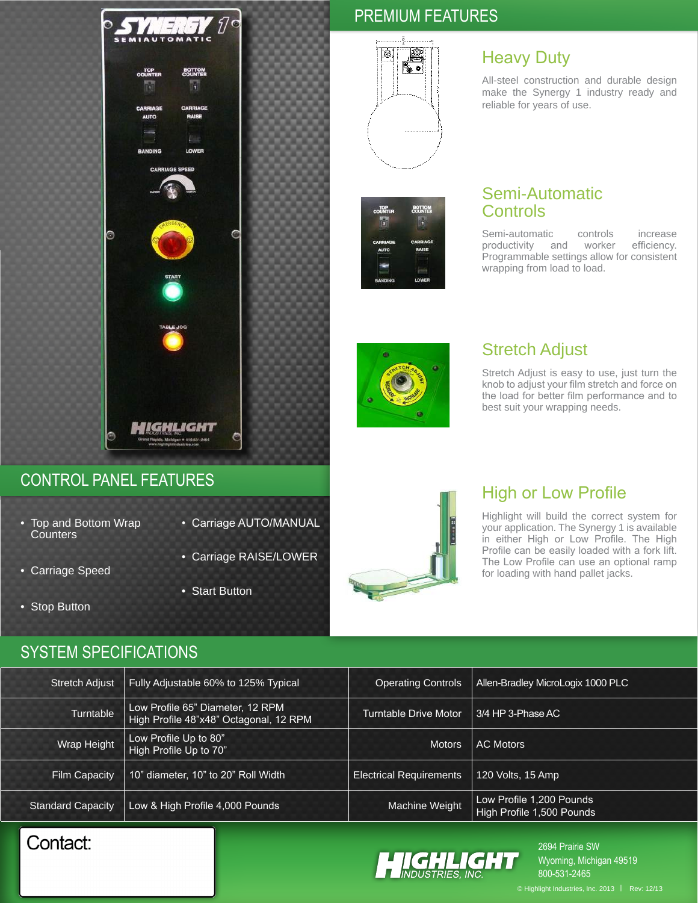## PREMIUM FEATURES

### Heavy Duty

All-steel construction and durable design make the Synergy 1 industry ready and reliable for years of use.

### Semi-Automatic Controls

Semi-automatic controls increase productivity and worker efficiency. Programmable settings allow for consistent wrapping from load to load.

### Stretch Adjust

Stretch Adjust is easy to use, just turn the knob to adjust your film stretch and force on the load for better film performance and to best suit your wrapping needs.

### High or Low Profile

Highlight will build the correct system for your application. The Synergy 1 is available in either High or Low Profile. The High Profile can be easily loaded with a fork lift. The Low Profile can use an optional ramp for loading with hand pallet jacks.

## CONTROL PANEL FEATURES

- Top and Bottom Wrap Counters
- Carriage Speed
- Stop Button
- Carriage AUTO/MANUAL
- Carriage RAISE/LOWER
- Start Button

## SYSTEM SPECIFICATIONS

| | | | |
|---|---|---|---|
| Stretch Adjust | Fully Adjustable 60% to 125% Typical | Operating Controls | Allen-Bradley MicroLogix 1000 PLC |
| Turntable | Low Profile 65" Diameter, 12 RPM<br>High Profile 48"x48" Octagonal, 12 RPM | Turntable Drive Motor | 3/4 HP 3-Phase AC |
| Wrap Height | Low Profile Up to 80"<br>High Profile Up to 70" | Motors | AC Motors |
| Film Capacity | 10" diameter, 10" to 20" Roll Width | Electrical Requirements | 120 Volts, 15 Amp |
| Standard Capacity | Low & High Profile 4,000 Pounds | Machine Weight | Low Profile 1,200 Pounds<br>High Profile 1,500 Pounds |

Contact:

HIGHLIGHT INDUSTRIES, INC.

2694 Prairie SW
Wyoming, Michigan 49519
800-531-2465

© Highlight Industries, Inc. 2013 | Rev: 12/13